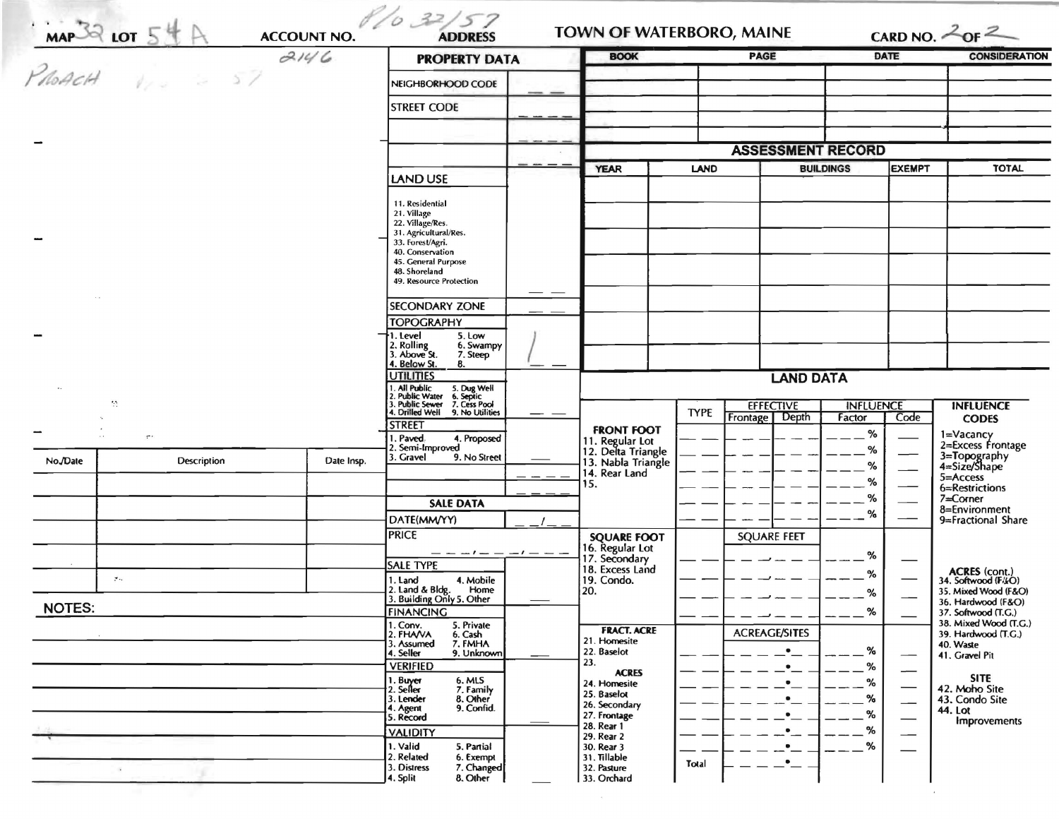MAP 32 LOT 54 A ACCOUNT NO. 2146 ADDRESS R/O 32/57 TOWN OF WATERBORO, MAINE CARD NO. 2 OF 2

PROACH

## PROPERTY DATA

| | |
|---|---|
| NEIGHBORHOOD CODE | |
| STREET CODE | |
| | |
| | |
| LAND USE<br>11. Residential<br>21. Village<br>22. Village/Res.<br>31. Agricultural/Res.<br>33. Forest/Agri.<br>40. Conservation<br>45. General Purpose<br>48. Shoreland<br>49. Resource Protection | |
| SECONDARY ZONE | |
| TOPOGRAPHY<br>1. Level 5. Low<br>2. Rolling 6. Swampy<br>3. Above St. 7. Steep<br>4. Below St. 8. | 1 |
| UTILITIES<br>1. All Public 5. Dug Well<br>2. Public Water 6. Septic<br>3. Public Sewer 7. Cess Pool<br>4. Drilled Well 9. No Utilities | |
| STREET<br>1. Paved 4. Proposed<br>2. Semi-Improved<br>3. Gravel 9. No Street | |
| | |

### SALE DATA

| | |
|---|---|
| DATE(MM/YY) | |
| PRICE | |
| SALE TYPE<br>1. Land 4. Mobile<br>2. Land & Bldg. Home<br>3. Building Only 5. Other | |
| FINANCING<br>1. Conv. 5. Private<br>2. FHA/VA 6. Cash<br>3. Assumed 7. FMHA<br>4. Seller 9. Unknown | |
| VERIFIED<br>1. Buyer 6. MLS<br>2. Seller 7. Family<br>3. Lender 8. Other<br>4. Agent 9. Confid.<br>5. Record | |
| VALIDITY<br>1. Valid 5. Partial<br>2. Related 6. Exempt<br>3. Distress 7. Changed<br>4. Split 8. Other | |

| BOOK | PAGE | DATE | CONSIDERATION |
|---|---|---|---|
| | | | |
| | | | |
| | | | |
| | | | |

## ASSESSMENT RECORD

| YEAR | LAND | BUILDINGS | EXEMPT | TOTAL |
|---|---|---|---|---|
| | | | | |
| | | | | |
| | | | | |
| | | | | |
| | | | | |
| | | | | |
| | | | | |

## LAND DATA

| | TYPE | EFFECTIVE Frontage | EFFECTIVE Depth | INFLUENCE Factor | INFLUENCE Code |
|---|---|---|---|---|---|
| FRONT FOOT<br>11. Regular Lot<br>12. Delta Triangle<br>13. Nabla Triangle<br>14. Rear Land<br>15. | | | | % | |
| SQUARE FOOT<br>16. Regular Lot<br>17. Secondary<br>18. Excess Land<br>19. Condo.<br>20. | | SQUARE FEET | | % | |
| FRACT. ACRE<br>21. Homesite<br>22. Baselot<br>23.<br>ACRES<br>24. Homesite<br>25. Baselot<br>26. Secondary<br>27. Frontage<br>28. Rear 1<br>29. Rear 2<br>30. Rear 3<br>31. Tillable<br>32. Pasture<br>33. Orchard | | ACREAGE/SITES | | % | |
| | Total | | | | |

INFLUENCE CODES
1=Vacancy
2=Excess Frontage
3=Topography
4=Size/Shape
5=Access
6=Restrictions
7=Corner
8=Environment
9=Fractional Share

ACRES (cont.)
34. Softwood (F&O)
35. Mixed Wood (F&O)
36. Hardwood (F&O)
37. Softwood (T.G.)
38. Mixed Wood (T.G.)
39. Hardwood (T.G.)
40. Waste
41. Gravel Pit

SITE
42. Moho Site
43. Condo Site
44. Lot Improvements

| No./Date | Description | Date Insp. |
|---|---|---|
| | | |
| | | |
| | | |
| | | |
| | | |

NOTES: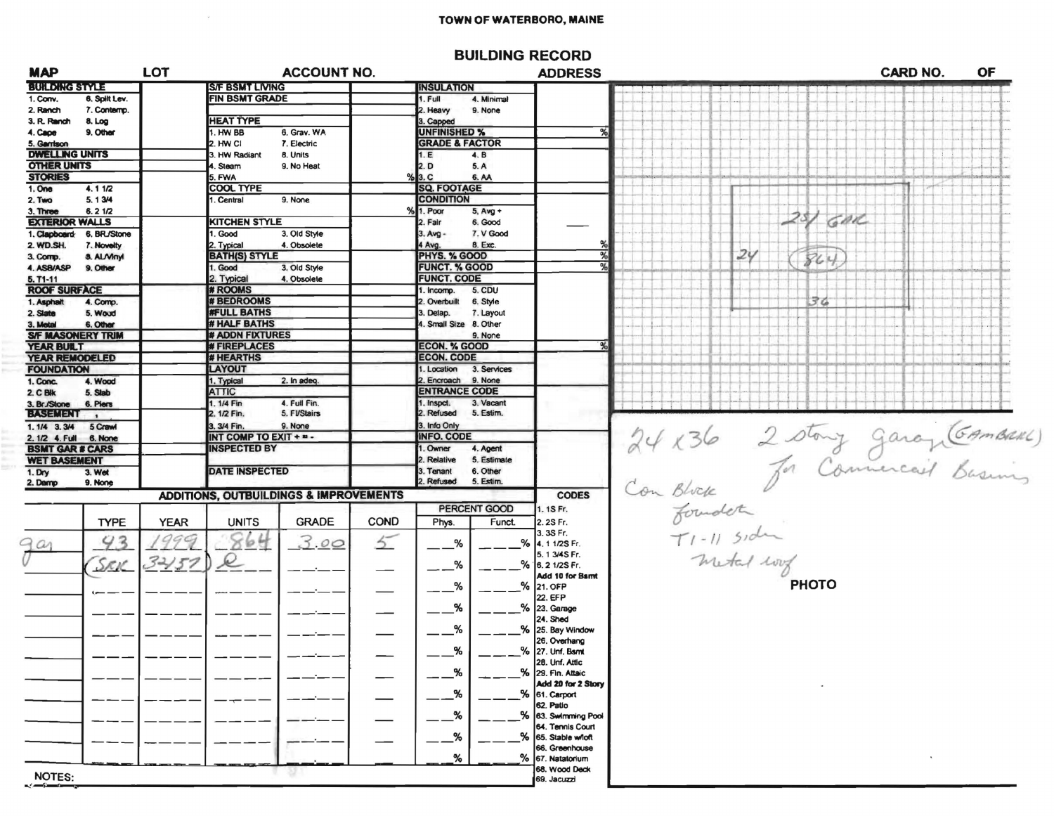# TOWN OF WATERBORO, MAINE

## BUILDING RECORD

MAP | LOT | ACCOUNT NO. | ADDRESS | CARD NO. | OF

| | | | | | |
|---|---|---|---|---|---|
| **BUILDING STYLE** 1. Conv. 6. Split Lev. 2. Ranch 7. Contemp. 3. R. Ranch 8. Log 4. Cape 9. Other 5. Garrison | | **S/F BSMT LIVING** | | **INSULATION** 1. Full 4. Minimal 2. Heavy 9. None 3. Capped | |
| **DWELLING UNITS** | | **FIN BSMT GRADE** | | **UNFINISHED %** | % |
| **OTHER UNITS** | | **HEAT TYPE** 1. HW BB 6. Grav. WA 2. HW CI 7. Electric 3. HW Radiant 8. Units 4. Steam 9. No Heat 5. FWA | % | **GRADE & FACTOR** 1. E 4. B 2. D 5. A 3. C 6. AA | |
| **STORIES** 1. One 4. 1 1/2 2. Two 5. 1 3/4 3. Three 6. 2 1/2 | | **COOL TYPE** 1. Central 9. None | % | **SQ. FOOTAGE** | |
| **EXTERIOR WALLS** 1. Clapboard 6. BR./Stone 2. WD.SH. 7. Novelty 3. Comp. 8. AL/Vinyl 4. ASB/ASP 9. Other 5. T1-11 | | **KITCHEN STYLE** 1. Good 3. Old Style 2. Typical 4. Obsolete | | **CONDITION** 1. Poor 5. Avg + 2. Fair 6. Good 3. Avg - 7. V Good 4. Avg. 8. Exc. | |
| **ROOF SURFACE** 1. Asphalt 4. Comp. 2. Slate 5. Wood 3. Metal 6. Other | | **BATH(S) STYLE** 1. Good 3. Old Style 2. Typical 4. Obsolete | | **PHYS. % GOOD** | % |
| **S/F MASONRY TRIM** | | **# ROOMS** | | **FUNCT. % GOOD** | % |
| **YEAR BUILT** | | **# BEDROOMS** | | **FUNCT. CODE** 1. Incomp. 5. CDU 2. Overbuilt 6. Style 3. Deprec. 7. Layout 4. Small Size 8. Other 9. None | |
| **YEAR REMODELED** | | **# FULL BATHS** | | | |
| **FOUNDATION** 1. Conc. 4. Wood 2. C Blk 5. Slab 3. Br./Stone 6. Piers | | **# HALF BATHS** | | | |
| **BASEMENT** 1. 1/4 3. 3/4 5 Crawl 2. 1/2 4. Full 6. None | | **# ADDN FIXTURES** | | **ECON. % GOOD** | % |
| **BSMT GAR # CARS** | | **# FIREPLACES** | | **ECON. CODE** 1. Location 3. Services 2. Encroach 9. None | |
| **WET BASEMENT** 1. Dry 3. Wet 2. Damp 9. None | | **# HEARTHS** | | **ENTRANCE CODE** 1. Inspct. 3. Vacant 2. Refused 5. Estim. 3. Info Only | |
| | | **LAYOUT** 1. Typical 2. In adeq. | | **INFO. CODE** 1. Owner 4. Agent 2. Relative 5. Estimate 3. Tenant 6. Other 2. Refused 5. Estim. | |
| | | **ATTIC** 1. 1/4 Fin 4. Full Fin. 2. 1/2 Fin. 5. Fl/Stairs 3. 3/4 Fin. 9. None | | | |
| | | **INT COMP TO EXIT + = -** | | | |
| | | **INSPECTED BY** | | | |
| | | **DATE INSPECTED** | | | |

Sketch: 24 / 36 — 2S/ GAR (864)

24 x 36 2 story garage (GAMBREL) for Commercial Business

Con Block foundation
T1-11 siding
Metal roof

PHOTO

### ADDITIONS, OUTBUILDINGS & IMPROVEMENTS

| | TYPE | YEAR | UNITS | GRADE | COND | PERCENT GOOD Phys. | PERCENT GOOD Funct. |
|---|---|---|---|---|---|---|---|
| gar | 43 | 1999 | 864 | 3.00 | 5 | % | % |
| | (SRK | 3457) | 2 | | | % | % |
| | | | | | | % | % |
| | | | | | | % | % |
| | | | | | | % | % |
| | | | | | | % | % |
| | | | | | | % | % |
| | | | | | | % | % |
| | | | | | | % | % |
| | | | | | | % | % |
| | | | | | | % | % |

**CODES**
1. 1S Fr.
2. 2S Fr.
3. 3S Fr.
4. 1 1/2S Fr.
5. 1 3/4S Fr.
6. 2 1/2S Fr.
Add 10 for Bsmt
21. OFP
22. EFP
23. Garage
24. Shed
25. Bay Window
26. Overhang
27. Unf. Bsmt
28. Unf. Attic
29. Fin. Attaic
Add 20 for 2 Story
61. Carport
62. Patio
63. Swimming Pool
64. Tennis Court
65. Stable w/loft
66. Greenhouse
67. Natatorium
68. Wood Deck
69. Jacuzzi

NOTES: